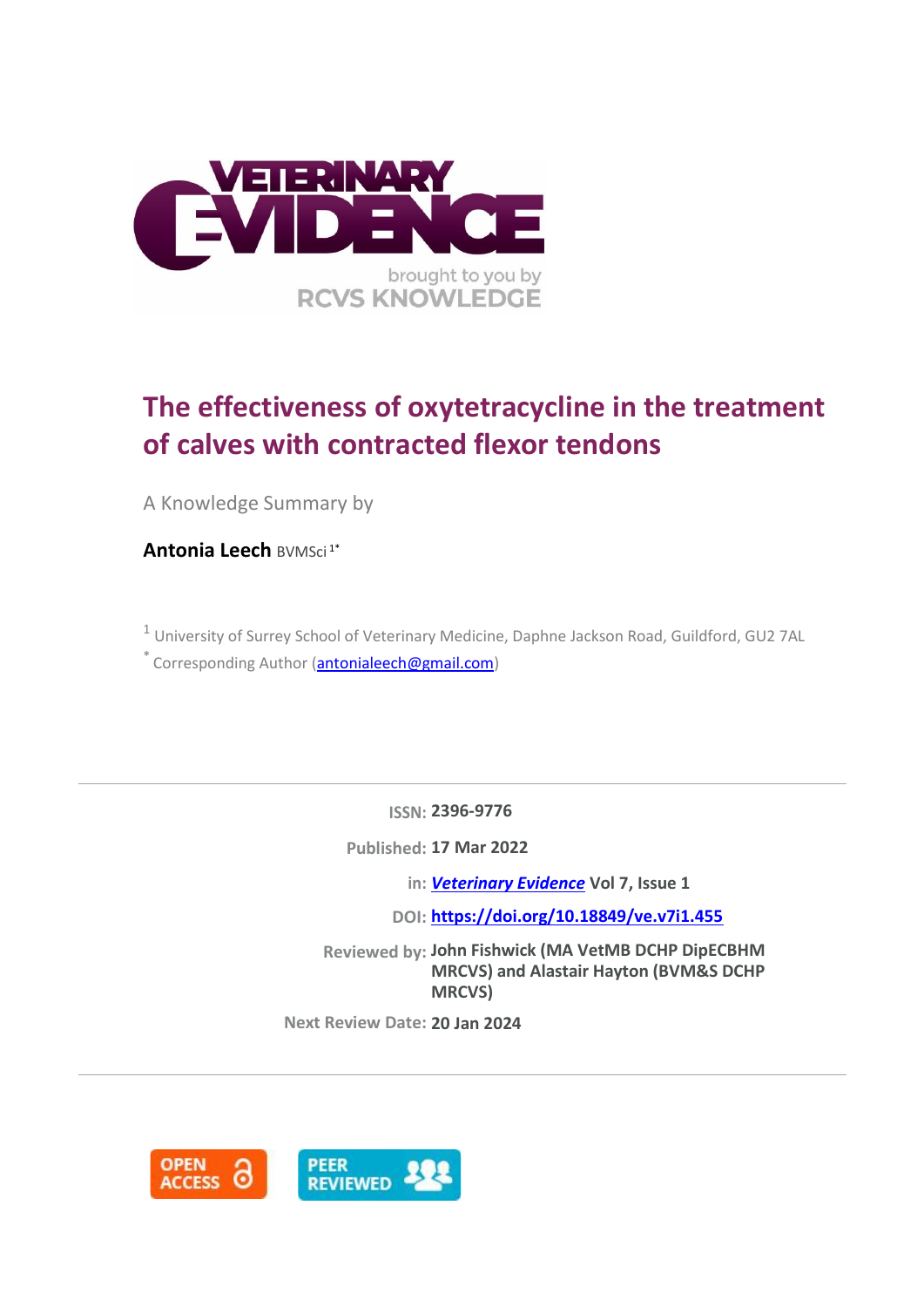# The effectiveness of oxytetracycline in the treatment of calves with contracted flexor tendons

A Knowledge Summary by

**Antonia Leech** BVMSci [1*]

[1] University of Surrey School of Veterinary Medicine, Daphne Jackson Road, Guildford, GU2 7AL

[*] Corresponding Author (antonialeech@gmail.com)

---

**ISSN:** 2396-9776

**Published:** 17 Mar 2022

**in:** ***Veterinary Evidence*** Vol 7, Issue 1

**DOI:** https://doi.org/10.18849/ve.v7i1.455

**Reviewed by:** John Fishwick (MA VetMB DCHP DipECBHM MRCVS) and Alastair Hayton (BVM&S DCHP MRCVS)

**Next Review Date:** 20 Jan 2024

---

OPEN ACCESS

PEER REVIEWED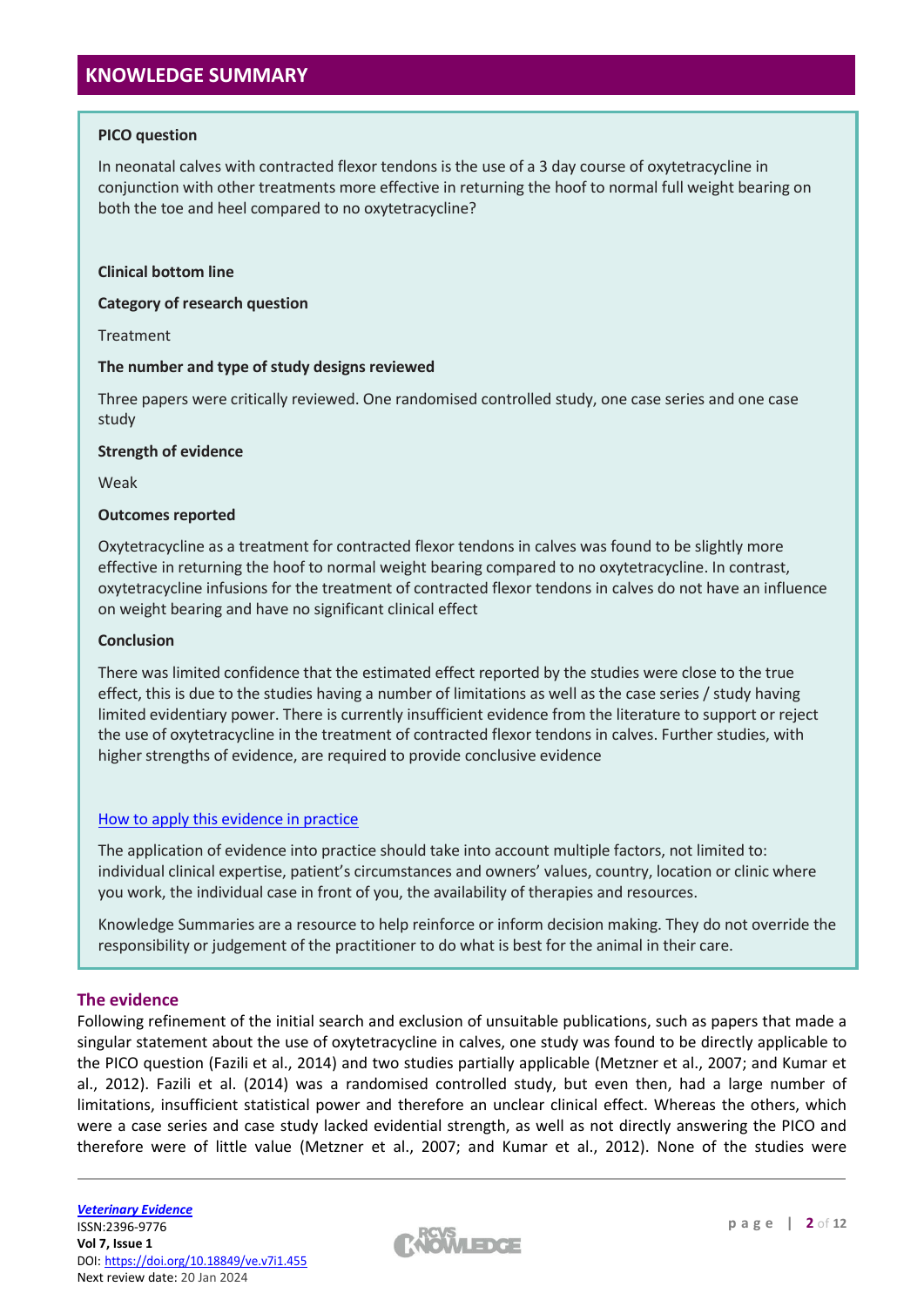## KNOWLEDGE SUMMARY

**PICO question**

In neonatal calves with contracted flexor tendons is the use of a 3 day course of oxytetracycline in conjunction with other treatments more effective in returning the hoof to normal full weight bearing on both the toe and heel compared to no oxytetracycline?

**Clinical bottom line**

**Category of research question**

Treatment

**The number and type of study designs reviewed**

Three papers were critically reviewed. One randomised controlled study, one case series and one case study

**Strength of evidence**

Weak

**Outcomes reported**

Oxytetracycline as a treatment for contracted flexor tendons in calves was found to be slightly more effective in returning the hoof to normal weight bearing compared to no oxytetracycline. In contrast, oxytetracycline infusions for the treatment of contracted flexor tendons in calves do not have an influence on weight bearing and have no significant clinical effect

**Conclusion**

There was limited confidence that the estimated effect reported by the studies were close to the true effect, this is due to the studies having a number of limitations as well as the case series / study having limited evidentiary power. There is currently insufficient evidence from the literature to support or reject the use of oxytetracycline in the treatment of contracted flexor tendons in calves. Further studies, with higher strengths of evidence, are required to provide conclusive evidence

How to apply this evidence in practice

The application of evidence into practice should take into account multiple factors, not limited to: individual clinical expertise, patient's circumstances and owners' values, country, location or clinic where you work, the individual case in front of you, the availability of therapies and resources.

Knowledge Summaries are a resource to help reinforce or inform decision making. They do not override the responsibility or judgement of the practitioner to do what is best for the animal in their care.

## The evidence

Following refinement of the initial search and exclusion of unsuitable publications, such as papers that made a singular statement about the use of oxytetracycline in calves, one study was found to be directly applicable to the PICO question (Fazili et al., 2014) and two studies partially applicable (Metzner et al., 2007; and Kumar et al., 2012). Fazili et al. (2014) was a randomised controlled study, but even then, had a large number of limitations, insufficient statistical power and therefore an unclear clinical effect. Whereas the others, which were a case series and case study lacked evidential strength, as well as not directly answering the PICO and therefore were of little value (Metzner et al., 2007; and Kumar et al., 2012). None of the studies were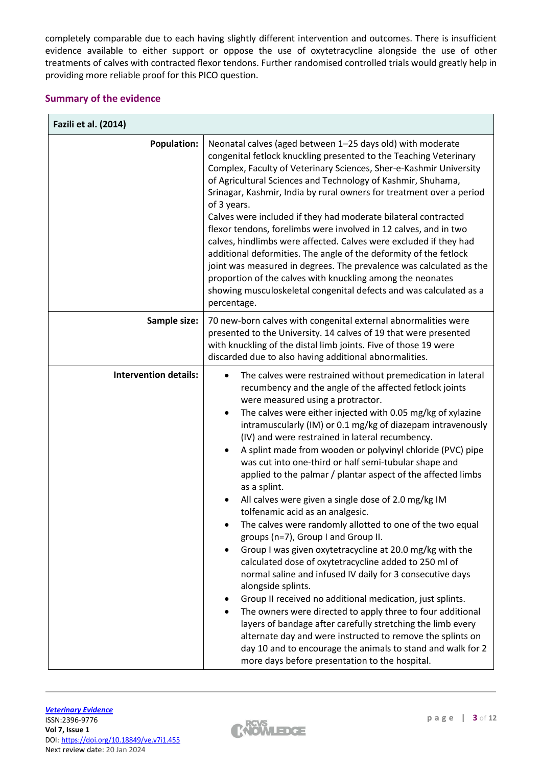completely comparable due to each having slightly different intervention and outcomes. There is insufficient evidence available to either support or oppose the use of oxytetracycline alongside the use of other treatments of calves with contracted flexor tendons. Further randomised controlled trials would greatly help in providing more reliable proof for this PICO question.

## Summary of the evidence

| Fazili et al. (2014) | |
|---|---|
| **Population:** | Neonatal calves (aged between 1–25 days old) with moderate congenital fetlock knuckling presented to the Teaching Veterinary Complex, Faculty of Veterinary Sciences, Sher-e-Kashmir University of Agricultural Sciences and Technology of Kashmir, Shuhama, Srinagar, Kashmir, India by rural owners for treatment over a period of 3 years.<br>Calves were included if they had moderate bilateral contracted flexor tendons, forelimbs were involved in 12 calves, and in two calves, hindlimbs were affected. Calves were excluded if they had additional deformities. The angle of the deformity of the fetlock joint was measured in degrees. The prevalence was calculated as the proportion of the calves with knuckling among the neonates showing musculoskeletal congenital defects and was calculated as a percentage. |
| **Sample size:** | 70 new-born calves with congenital external abnormalities were presented to the University. 14 calves of 19 that were presented with knuckling of the distal limb joints. Five of those 19 were discarded due to also having additional abnormalities. |
| **Intervention details:** | • The calves were restrained without premedication in lateral recumbency and the angle of the affected fetlock joints were measured using a protractor.<br>• The calves were either injected with 0.05 mg/kg of xylazine intramuscularly (IM) or 0.1 mg/kg of diazepam intravenously (IV) and were restrained in lateral recumbency.<br>• A splint made from wooden or polyvinyl chloride (PVC) pipe was cut into one-third or half semi-tubular shape and applied to the palmar / plantar aspect of the affected limbs as a splint.<br>• All calves were given a single dose of 2.0 mg/kg IM tolfenamic acid as an analgesic.<br>• The calves were randomly allotted to one of the two equal groups (n=7), Group I and Group II.<br>• Group I was given oxytetracycline at 20.0 mg/kg with the calculated dose of oxytetracycline added to 250 ml of normal saline and infused IV daily for 3 consecutive days alongside splints.<br>• Group II received no additional medication, just splints.<br>• The owners were directed to apply three to four additional layers of bandage after carefully stretching the limb every alternate day and were instructed to remove the splints on day 10 and to encourage the animals to stand and walk for 2 more days before presentation to the hospital. |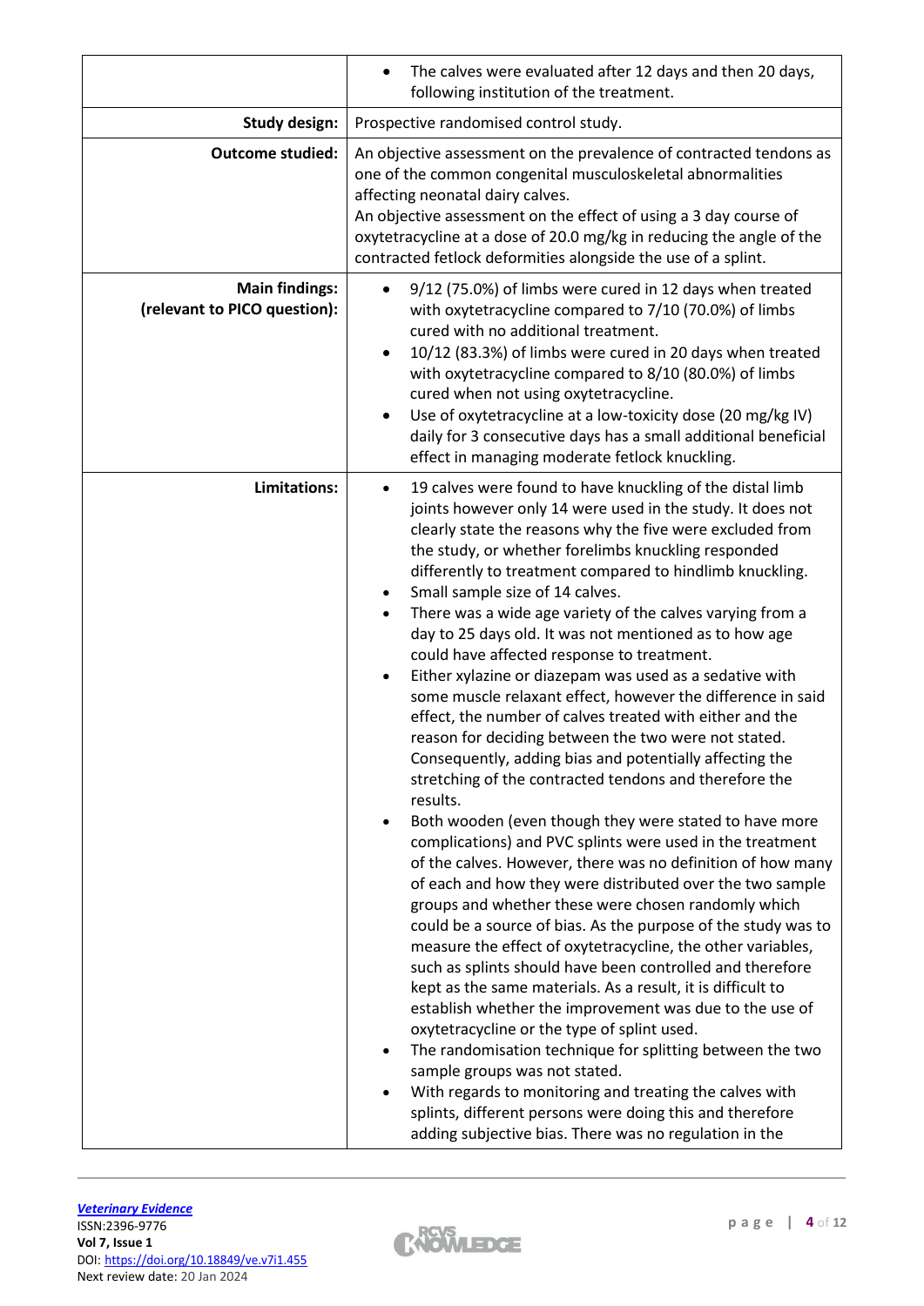| | |
|---|---|
| | • The calves were evaluated after 12 days and then 20 days, following institution of the treatment. |
| **Study design:** | Prospective randomised control study. |
| **Outcome studied:** | An objective assessment on the prevalence of contracted tendons as one of the common congenital musculoskeletal abnormalities affecting neonatal dairy calves.<br>An objective assessment on the effect of using a 3 day course of oxytetracycline at a dose of 20.0 mg/kg in reducing the angle of the contracted fetlock deformities alongside the use of a splint. |
| **Main findings:**<br>**(relevant to PICO question):** | • 9/12 (75.0%) of limbs were cured in 12 days when treated with oxytetracycline compared to 7/10 (70.0%) of limbs cured with no additional treatment.<br>• 10/12 (83.3%) of limbs were cured in 20 days when treated with oxytetracycline compared to 8/10 (80.0%) of limbs cured when not using oxytetracycline.<br>• Use of oxytetracycline at a low-toxicity dose (20 mg/kg IV) daily for 3 consecutive days has a small additional beneficial effect in managing moderate fetlock knuckling. |
| **Limitations:** | • 19 calves were found to have knuckling of the distal limb joints however only 14 were used in the study. It does not clearly state the reasons why the five were excluded from the study, or whether forelimbs knuckling responded differently to treatment compared to hindlimb knuckling.<br>• Small sample size of 14 calves.<br>• There was a wide age variety of the calves varying from a day to 25 days old. It was not mentioned as to how age could have affected response to treatment.<br>• Either xylazine or diazepam was used as a sedative with some muscle relaxant effect, however the difference in said effect, the number of calves treated with either and the reason for deciding between the two were not stated. Consequently, adding bias and potentially affecting the stretching of the contracted tendons and therefore the results.<br>• Both wooden (even though they were stated to have more complications) and PVC splints were used in the treatment of the calves. However, there was no definition of how many of each and how they were distributed over the two sample groups and whether these were chosen randomly which could be a source of bias. As the purpose of the study was to measure the effect of oxytetracycline, the other variables, such as splints should have been controlled and therefore kept as the same materials. As a result, it is difficult to establish whether the improvement was due to the use of oxytetracycline or the type of splint used.<br>• The randomisation technique for splitting between the two sample groups was not stated.<br>• With regards to monitoring and treating the calves with splints, different persons were doing this and therefore adding subjective bias. There was no regulation in the |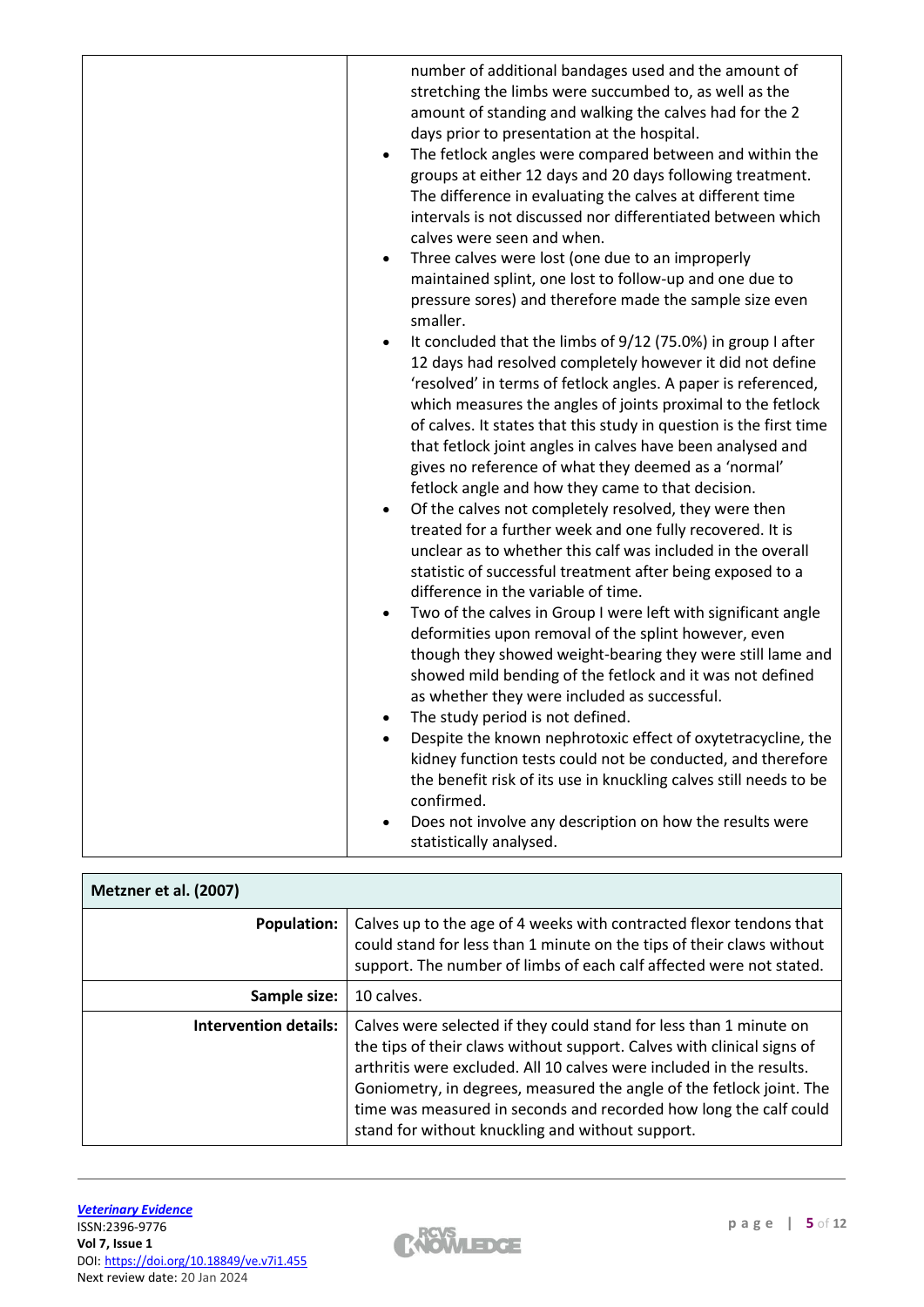| | |
|---|---|
| | number of additional bandages used and the amount of stretching the limbs were succumbed to, as well as the amount of standing and walking the calves had for the 2 days prior to presentation at the hospital.<br>• The fetlock angles were compared between and within the groups at either 12 days and 20 days following treatment. The difference in evaluating the calves at different time intervals is not discussed nor differentiated between which calves were seen and when.<br>• Three calves were lost (one due to an improperly maintained splint, one lost to follow-up and one due to pressure sores) and therefore made the sample size even smaller.<br>• It concluded that the limbs of 9/12 (75.0%) in group I after 12 days had resolved completely however it did not define 'resolved' in terms of fetlock angles. A paper is referenced, which measures the angles of joints proximal to the fetlock of calves. It states that this study in question is the first time that fetlock joint angles in calves have been analysed and gives no reference of what they deemed as a 'normal' fetlock angle and how they came to that decision.<br>• Of the calves not completely resolved, they were then treated for a further week and one fully recovered. It is unclear as to whether this calf was included in the overall statistic of successful treatment after being exposed to a difference in the variable of time.<br>• Two of the calves in Group I were left with significant angle deformities upon removal of the splint however, even though they showed weight-bearing they were still lame and showed mild bending of the fetlock and it was not defined as whether they were included as successful.<br>• The study period is not defined.<br>• Despite the known nephrotoxic effect of oxytetracycline, the kidney function tests could not be conducted, and therefore the benefit risk of its use in knuckling calves still needs to be confirmed.<br>• Does not involve any description on how the results were statistically analysed. |

| **Metzner et al. (2007)** | |
|---|---|
| **Population:** | Calves up to the age of 4 weeks with contracted flexor tendons that could stand for less than 1 minute on the tips of their claws without support. The number of limbs of each calf affected were not stated. |
| **Sample size:** | 10 calves. |
| **Intervention details:** | Calves were selected if they could stand for less than 1 minute on the tips of their claws without support. Calves with clinical signs of arthritis were excluded. All 10 calves were included in the results. Goniometry, in degrees, measured the angle of the fetlock joint. The time was measured in seconds and recorded how long the calf could stand for without knuckling and without support. |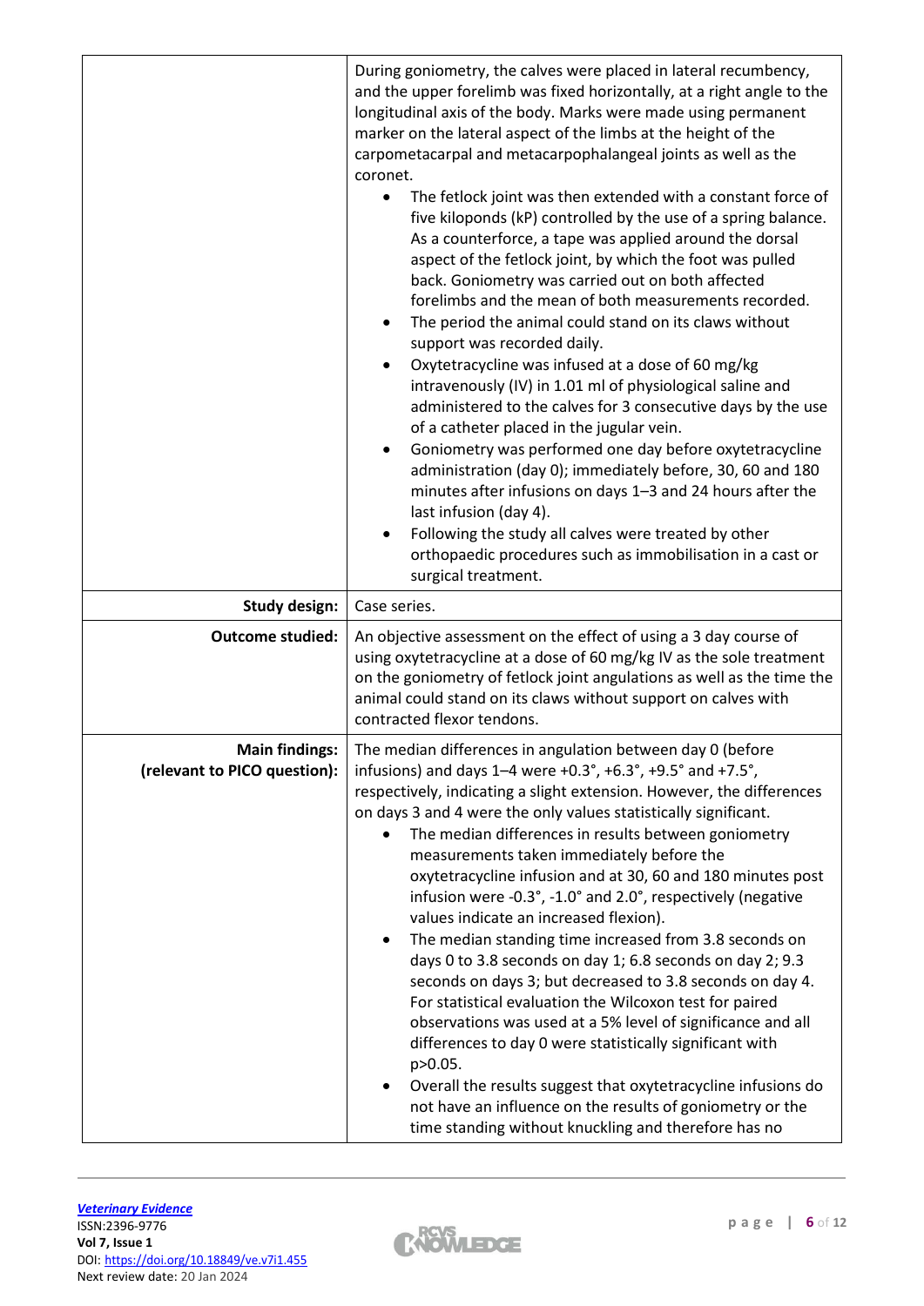| | |
|---|---|
| | During goniometry, the calves were placed in lateral recumbency, and the upper forelimb was fixed horizontally, at a right angle to the longitudinal axis of the body. Marks were made using permanent marker on the lateral aspect of the limbs at the height of the carpometacarpal and metacarpophalangeal joints as well as the coronet.<br>• The fetlock joint was then extended with a constant force of five kiloponds (kP) controlled by the use of a spring balance. As a counterforce, a tape was applied around the dorsal aspect of the fetlock joint, by which the foot was pulled back. Goniometry was carried out on both affected forelimbs and the mean of both measurements recorded.<br>• The period the animal could stand on its claws without support was recorded daily.<br>• Oxytetracycline was infused at a dose of 60 mg/kg intravenously (IV) in 1.01 ml of physiological saline and administered to the calves for 3 consecutive days by the use of a catheter placed in the jugular vein.<br>• Goniometry was performed one day before oxytetracycline administration (day 0); immediately before, 30, 60 and 180 minutes after infusions on days 1–3 and 24 hours after the last infusion (day 4).<br>• Following the study all calves were treated by other orthopaedic procedures such as immobilisation in a cast or surgical treatment. |
| **Study design:** | Case series. |
| **Outcome studied:** | An objective assessment on the effect of using a 3 day course of using oxytetracycline at a dose of 60 mg/kg IV as the sole treatment on the goniometry of fetlock joint angulations as well as the time the animal could stand on its claws without support on calves with contracted flexor tendons. |
| **Main findings:** **(relevant to PICO question):** | The median differences in angulation between day 0 (before infusions) and days 1–4 were +0.3°, +6.3°, +9.5° and +7.5°, respectively, indicating a slight extension. However, the differences on days 3 and 4 were the only values statistically significant.<br>• The median differences in results between goniometry measurements taken immediately before the oxytetracycline infusion and at 30, 60 and 180 minutes post infusion were -0.3°, -1.0° and 2.0°, respectively (negative values indicate an increased flexion).<br>• The median standing time increased from 3.8 seconds on days 0 to 3.8 seconds on day 1; 6.8 seconds on day 2; 9.3 seconds on days 3; but decreased to 3.8 seconds on day 4. For statistical evaluation the Wilcoxon test for paired observations was used at a 5% level of significance and all differences to day 0 were statistically significant with $p>0.05$.<br>• Overall the results suggest that oxytetracycline infusions do not have an influence on the results of goniometry or the time standing without knuckling and therefore has no |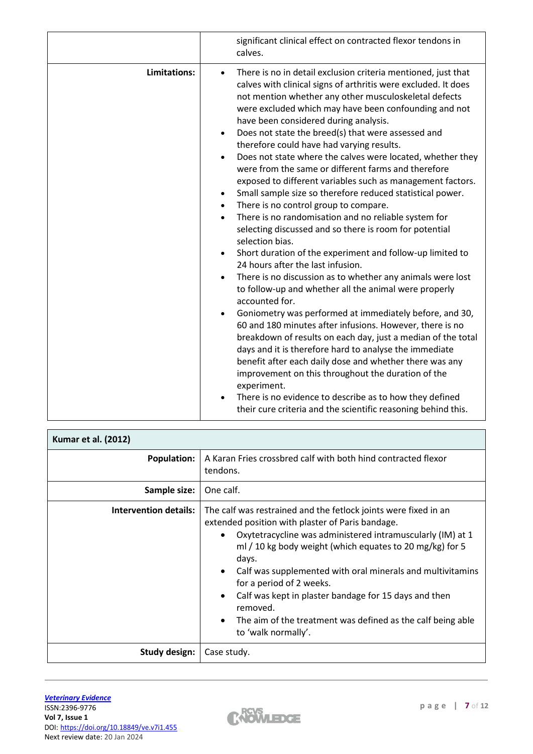| | |
|---|---|
| | significant clinical effect on contracted flexor tendons in calves. |
| **Limitations:** | • There is no in detail exclusion criteria mentioned, just that calves with clinical signs of arthritis were excluded. It does not mention whether any other musculoskeletal defects were excluded which may have been confounding and not have been considered during analysis.<br>• Does not state the breed(s) that were assessed and therefore could have had varying results.<br>• Does not state where the calves were located, whether they were from the same or different farms and therefore exposed to different variables such as management factors.<br>• Small sample size so therefore reduced statistical power.<br>• There is no control group to compare.<br>• There is no randomisation and no reliable system for selecting discussed and so there is room for potential selection bias.<br>• Short duration of the experiment and follow-up limited to 24 hours after the last infusion.<br>• There is no discussion as to whether any animals were lost to follow-up and whether all the animal were properly accounted for.<br>• Goniometry was performed at immediately before, and 30, 60 and 180 minutes after infusions. However, there is no breakdown of results on each day, just a median of the total days and it is therefore hard to analyse the immediate benefit after each daily dose and whether there was any improvement on this throughout the duration of the experiment.<br>• There is no evidence to describe as to how they defined their cure criteria and the scientific reasoning behind this. |

| **Kumar et al. (2012)** | |
|---|---|
| **Population:** | A Karan Fries crossbred calf with both hind contracted flexor tendons. |
| **Sample size:** | One calf. |
| **Intervention details:** | The calf was restrained and the fetlock joints were fixed in an extended position with plaster of Paris bandage.<br>• Oxytetracycline was administered intramuscularly (IM) at 1 ml / 10 kg body weight (which equates to 20 mg/kg) for 5 days.<br>• Calf was supplemented with oral minerals and multivitamins for a period of 2 weeks.<br>• Calf was kept in plaster bandage for 15 days and then removed.<br>• The aim of the treatment was defined as the calf being able to 'walk normally'. |
| **Study design:** | Case study. |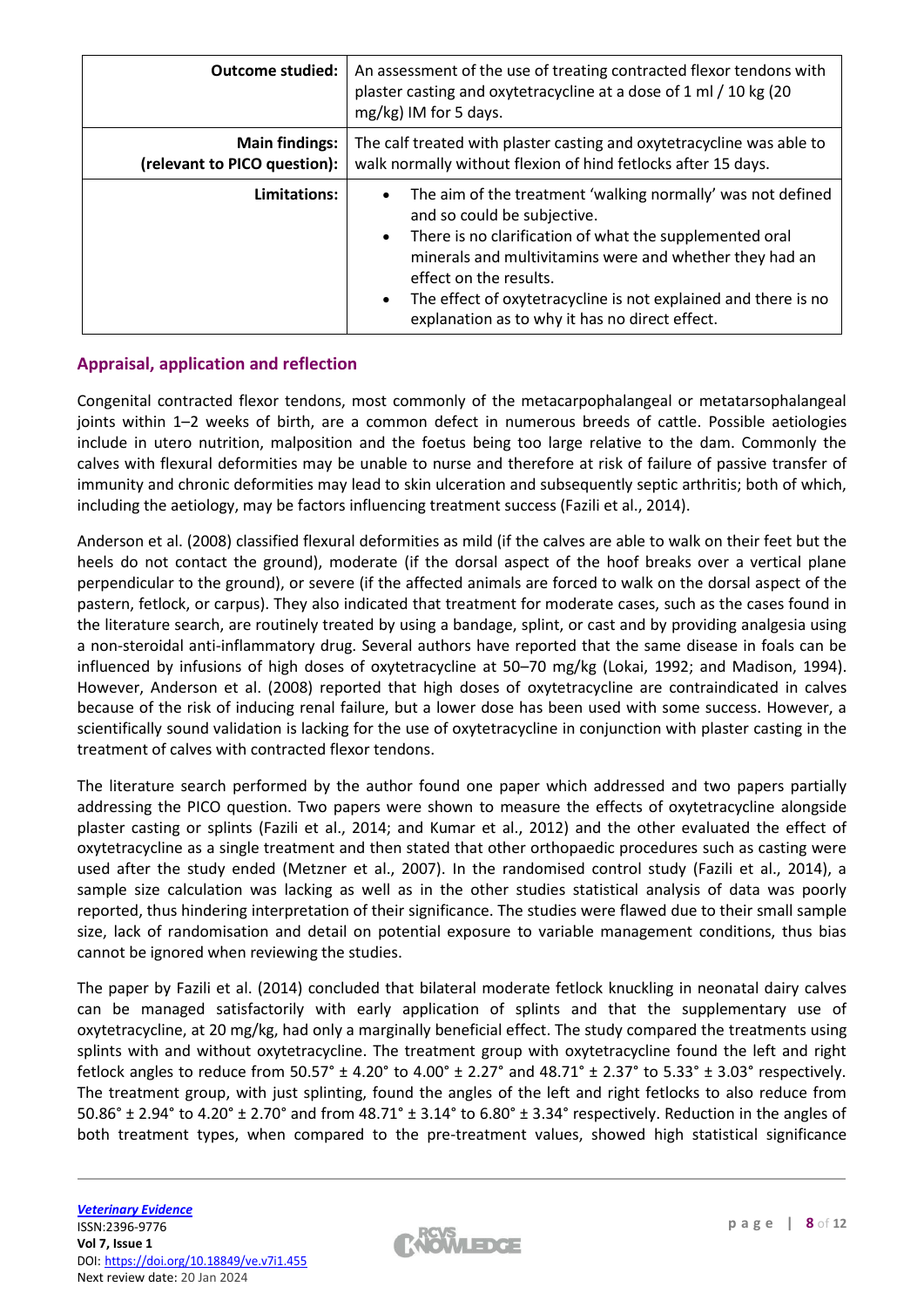| | |
|---|---|
| **Outcome studied:** | An assessment of the use of treating contracted flexor tendons with plaster casting and oxytetracycline at a dose of 1 ml / 10 kg (20 mg/kg) IM for 5 days. |
| **Main findings: (relevant to PICO question):** | The calf treated with plaster casting and oxytetracycline was able to walk normally without flexion of hind fetlocks after 15 days. |
| **Limitations:** | • The aim of the treatment 'walking normally' was not defined and so could be subjective. • There is no clarification of what the supplemented oral minerals and multivitamins were and whether they had an effect on the results. • The effect of oxytetracycline is not explained and there is no explanation as to why it has no direct effect. |

## Appraisal, application and reflection

Congenital contracted flexor tendons, most commonly of the metacarpophalangeal or metatarsophalangeal joints within 1–2 weeks of birth, are a common defect in numerous breeds of cattle. Possible aetiologies include in utero nutrition, malposition and the foetus being too large relative to the dam. Commonly the calves with flexural deformities may be unable to nurse and therefore at risk of failure of passive transfer of immunity and chronic deformities may lead to skin ulceration and subsequently septic arthritis; both of which, including the aetiology, may be factors influencing treatment success (Fazili et al., 2014).

Anderson et al. (2008) classified flexural deformities as mild (if the calves are able to walk on their feet but the heels do not contact the ground), moderate (if the dorsal aspect of the hoof breaks over a vertical plane perpendicular to the ground), or severe (if the affected animals are forced to walk on the dorsal aspect of the pastern, fetlock, or carpus). They also indicated that treatment for moderate cases, such as the cases found in the literature search, are routinely treated by using a bandage, splint, or cast and by providing analgesia using a non-steroidal anti-inflammatory drug. Several authors have reported that the same disease in foals can be influenced by infusions of high doses of oxytetracycline at 50–70 mg/kg (Lokai, 1992; and Madison, 1994). However, Anderson et al. (2008) reported that high doses of oxytetracycline are contraindicated in calves because of the risk of inducing renal failure, but a lower dose has been used with some success. However, a scientifically sound validation is lacking for the use of oxytetracycline in conjunction with plaster casting in the treatment of calves with contracted flexor tendons.

The literature search performed by the author found one paper which addressed and two papers partially addressing the PICO question. Two papers were shown to measure the effects of oxytetracycline alongside plaster casting or splints (Fazili et al., 2014; and Kumar et al., 2012) and the other evaluated the effect of oxytetracycline as a single treatment and then stated that other orthopaedic procedures such as casting were used after the study ended (Metzner et al., 2007). In the randomised control study (Fazili et al., 2014), a sample size calculation was lacking as well as in the other studies statistical analysis of data was poorly reported, thus hindering interpretation of their significance. The studies were flawed due to their small sample size, lack of randomisation and detail on potential exposure to variable management conditions, thus bias cannot be ignored when reviewing the studies.

The paper by Fazili et al. (2014) concluded that bilateral moderate fetlock knuckling in neonatal dairy calves can be managed satisfactorily with early application of splints and that the supplementary use of oxytetracycline, at 20 mg/kg, had only a marginally beneficial effect. The study compared the treatments using splints with and without oxytetracycline. The treatment group with oxytetracycline found the left and right fetlock angles to reduce from 50.57° ± 4.20° to 4.00° ± 2.27° and 48.71° ± 2.37° to 5.33° ± 3.03° respectively. The treatment group, with just splinting, found the angles of the left and right fetlocks to also reduce from 50.86° ± 2.94° to 4.20° ± 2.70° and from 48.71° ± 3.14° to 6.80° ± 3.34° respectively. Reduction in the angles of both treatment types, when compared to the pre-treatment values, showed high statistical significance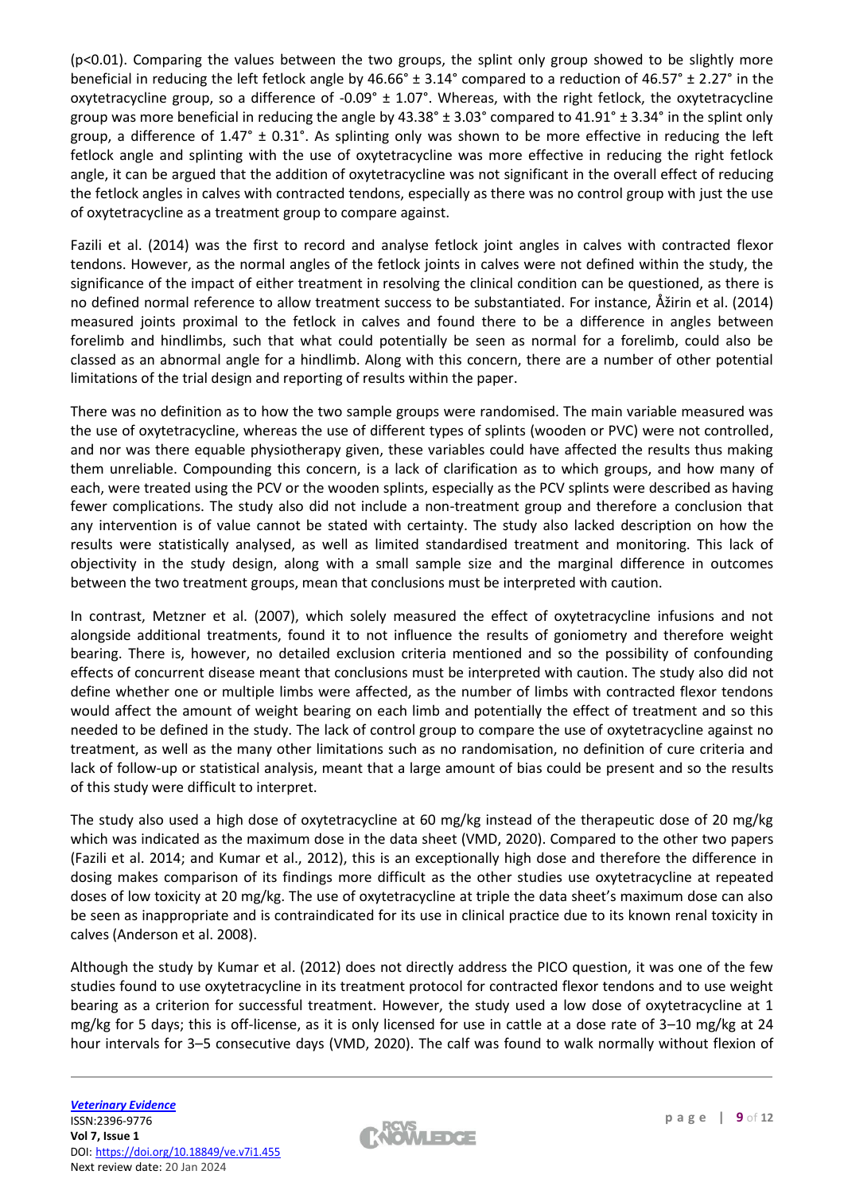(p<0.01). Comparing the values between the two groups, the splint only group showed to be slightly more beneficial in reducing the left fetlock angle by 46.66° ± 3.14° compared to a reduction of 46.57° ± 2.27° in the oxytetracycline group, so a difference of -0.09° ± 1.07°. Whereas, with the right fetlock, the oxytetracycline group was more beneficial in reducing the angle by 43.38° ± 3.03° compared to 41.91° ± 3.34° in the splint only group, a difference of 1.47° ± 0.31°. As splinting only was shown to be more effective in reducing the left fetlock angle and splinting with the use of oxytetracycline was more effective in reducing the right fetlock angle, it can be argued that the addition of oxytetracycline was not significant in the overall effect of reducing the fetlock angles in calves with contracted tendons, especially as there was no control group with just the use of oxytetracycline as a treatment group to compare against.

Fazili et al. (2014) was the first to record and analyse fetlock joint angles in calves with contracted flexor tendons. However, as the normal angles of the fetlock joints in calves were not defined within the study, the significance of the impact of either treatment in resolving the clinical condition can be questioned, as there is no defined normal reference to allow treatment success to be substantiated. For instance, Åžirin et al. (2014) measured joints proximal to the fetlock in calves and found there to be a difference in angles between forelimb and hindlimbs, such that what could potentially be seen as normal for a forelimb, could also be classed as an abnormal angle for a hindlimb. Along with this concern, there are a number of other potential limitations of the trial design and reporting of results within the paper.

There was no definition as to how the two sample groups were randomised. The main variable measured was the use of oxytetracycline, whereas the use of different types of splints (wooden or PVC) were not controlled, and nor was there equable physiotherapy given, these variables could have affected the results thus making them unreliable. Compounding this concern, is a lack of clarification as to which groups, and how many of each, were treated using the PCV or the wooden splints, especially as the PCV splints were described as having fewer complications. The study also did not include a non-treatment group and therefore a conclusion that any intervention is of value cannot be stated with certainty. The study also lacked description on how the results were statistically analysed, as well as limited standardised treatment and monitoring. This lack of objectivity in the study design, along with a small sample size and the marginal difference in outcomes between the two treatment groups, mean that conclusions must be interpreted with caution.

In contrast, Metzner et al. (2007), which solely measured the effect of oxytetracycline infusions and not alongside additional treatments, found it to not influence the results of goniometry and therefore weight bearing. There is, however, no detailed exclusion criteria mentioned and so the possibility of confounding effects of concurrent disease meant that conclusions must be interpreted with caution. The study also did not define whether one or multiple limbs were affected, as the number of limbs with contracted flexor tendons would affect the amount of weight bearing on each limb and potentially the effect of treatment and so this needed to be defined in the study. The lack of control group to compare the use of oxytetracycline against no treatment, as well as the many other limitations such as no randomisation, no definition of cure criteria and lack of follow-up or statistical analysis, meant that a large amount of bias could be present and so the results of this study were difficult to interpret.

The study also used a high dose of oxytetracycline at 60 mg/kg instead of the therapeutic dose of 20 mg/kg which was indicated as the maximum dose in the data sheet (VMD, 2020). Compared to the other two papers (Fazili et al. 2014; and Kumar et al., 2012), this is an exceptionally high dose and therefore the difference in dosing makes comparison of its findings more difficult as the other studies use oxytetracycline at repeated doses of low toxicity at 20 mg/kg. The use of oxytetracycline at triple the data sheet's maximum dose can also be seen as inappropriate and is contraindicated for its use in clinical practice due to its known renal toxicity in calves (Anderson et al. 2008).

Although the study by Kumar et al. (2012) does not directly address the PICO question, it was one of the few studies found to use oxytetracycline in its treatment protocol for contracted flexor tendons and to use weight bearing as a criterion for successful treatment. However, the study used a low dose of oxytetracycline at 1 mg/kg for 5 days; this is off-license, as it is only licensed for use in cattle at a dose rate of 3–10 mg/kg at 24 hour intervals for 3–5 consecutive days (VMD, 2020). The calf was found to walk normally without flexion of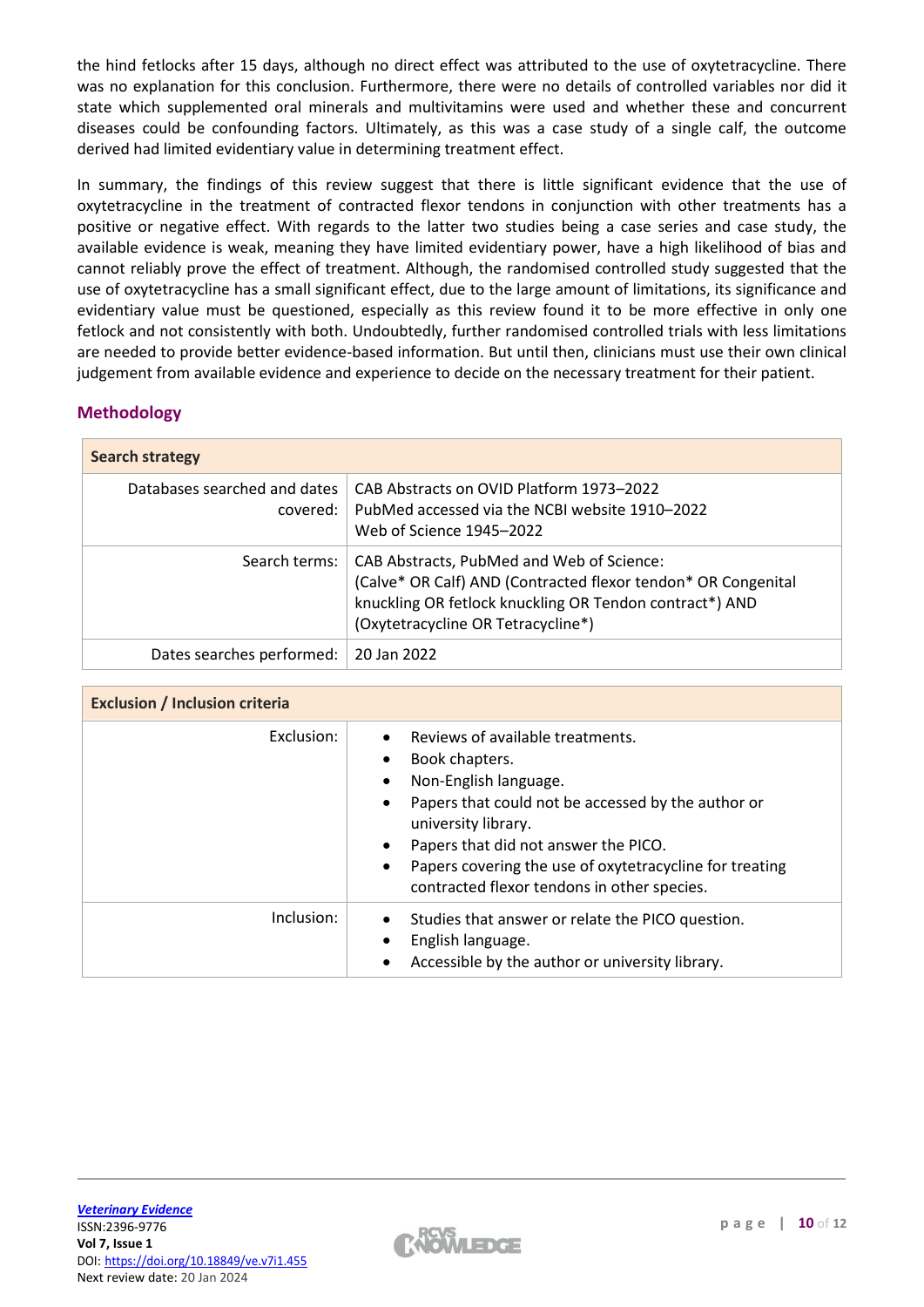the hind fetlocks after 15 days, although no direct effect was attributed to the use of oxytetracycline. There was no explanation for this conclusion. Furthermore, there were no details of controlled variables nor did it state which supplemented oral minerals and multivitamins were used and whether these and concurrent diseases could be confounding factors. Ultimately, as this was a case study of a single calf, the outcome derived had limited evidentiary value in determining treatment effect.

In summary, the findings of this review suggest that there is little significant evidence that the use of oxytetracycline in the treatment of contracted flexor tendons in conjunction with other treatments has a positive or negative effect. With regards to the latter two studies being a case series and case study, the available evidence is weak, meaning they have limited evidentiary power, have a high likelihood of bias and cannot reliably prove the effect of treatment. Although, the randomised controlled study suggested that the use of oxytetracycline has a small significant effect, due to the large amount of limitations, its significance and evidentiary value must be questioned, especially as this review found it to be more effective in only one fetlock and not consistently with both. Undoubtedly, further randomised controlled trials with less limitations are needed to provide better evidence-based information. But until then, clinicians must use their own clinical judgement from available evidence and experience to decide on the necessary treatment for their patient.

## Methodology

| Search strategy | |
|---|---|
| Databases searched and dates covered: | CAB Abstracts on OVID Platform 1973–2022<br>PubMed accessed via the NCBI website 1910–2022<br>Web of Science 1945–2022 |
| Search terms: | CAB Abstracts, PubMed and Web of Science:<br>(Calve* OR Calf) AND (Contracted flexor tendon* OR Congenital knuckling OR fetlock knuckling OR Tendon contract*) AND (Oxytetracycline OR Tetracycline*) |
| Dates searches performed: | 20 Jan 2022 |

| Exclusion / Inclusion criteria | |
|---|---|
| Exclusion: | • Reviews of available treatments.<br>• Book chapters.<br>• Non-English language.<br>• Papers that could not be accessed by the author or university library.<br>• Papers that did not answer the PICO.<br>• Papers covering the use of oxytetracycline for treating contracted flexor tendons in other species. |
| Inclusion: | • Studies that answer or relate the PICO question.<br>• English language.<br>• Accessible by the author or university library. |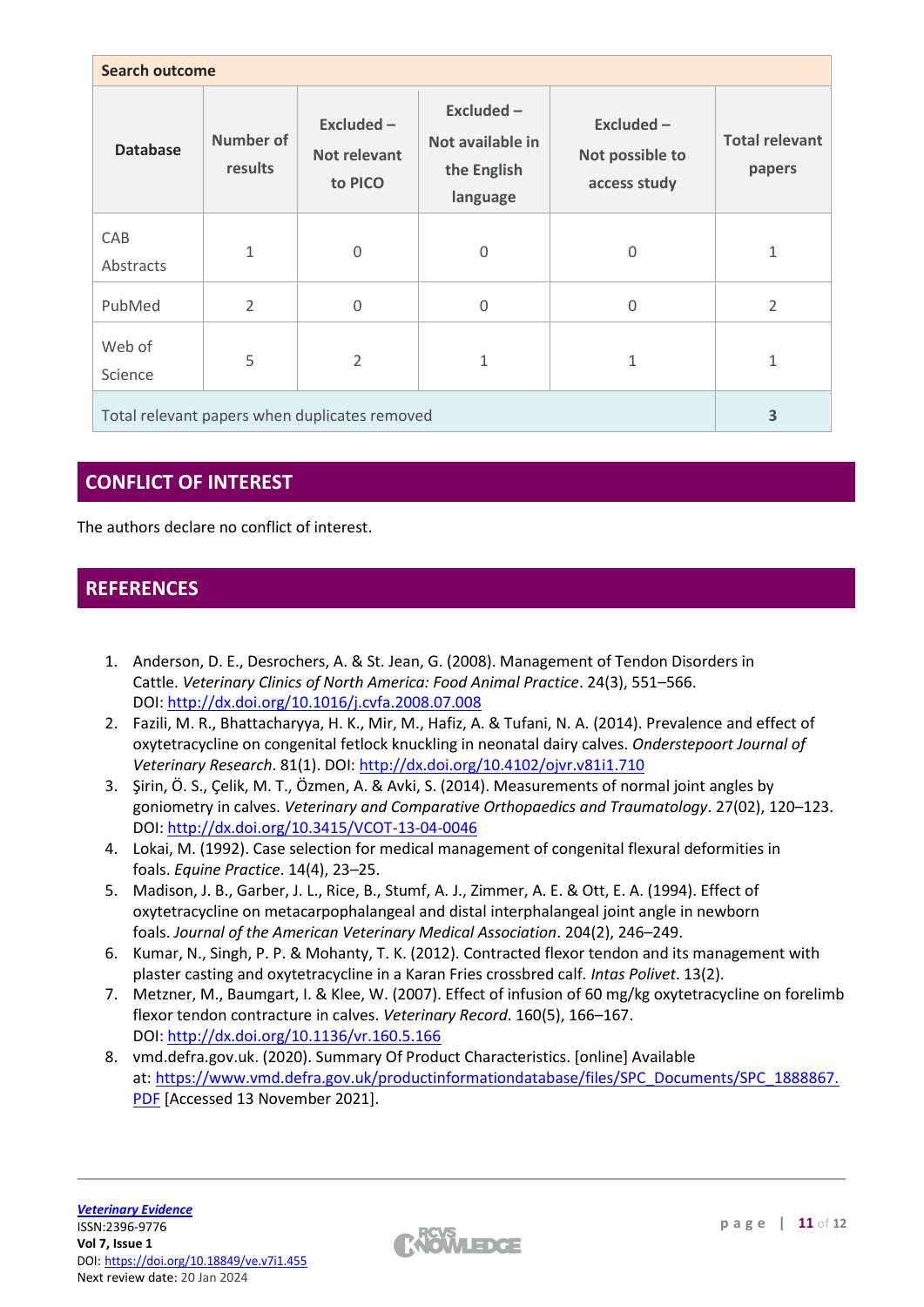| Search outcome | | | | | |
|---|---|---|---|---|---|
| **Database** | **Number of results** | **Excluded – Not relevant to PICO** | **Excluded – Not available in the English language** | **Excluded – Not possible to access study** | **Total relevant papers** |
| CAB Abstracts | 1 | 0 | 0 | 0 | 1 |
| PubMed | 2 | 0 | 0 | 0 | 2 |
| Web of Science | 5 | 2 | 1 | 1 | 1 |
| Total relevant papers when duplicates removed | | | | | **3** |

## CONFLICT OF INTEREST

The authors declare no conflict of interest.

## REFERENCES

1. Anderson, D. E., Desrochers, A. & St. Jean, G. (2008). Management of Tendon Disorders in Cattle. *Veterinary Clinics of North America: Food Animal Practice*. 24(3), 551–566. DOI: http://dx.doi.org/10.1016/j.cvfa.2008.07.008
2. Fazili, M. R., Bhattacharyya, H. K., Mir, M., Hafiz, A. & Tufani, N. A. (2014). Prevalence and effect of oxytetracycline on congenital fetlock knuckling in neonatal dairy calves. *Onderstepoort Journal of Veterinary Research*. 81(1). DOI: http://dx.doi.org/10.4102/ojvr.v81i1.710
3. Şirin, Ö. S., Çelik, M. T., Özmen, A. & Avki, S. (2014). Measurements of normal joint angles by goniometry in calves. *Veterinary and Comparative Orthopaedics and Traumatology*. 27(02), 120–123. DOI: http://dx.doi.org/10.3415/VCOT-13-04-0046
4. Lokai, M. (1992). Case selection for medical management of congenital flexural deformities in foals. *Equine Practice*. 14(4), 23–25.
5. Madison, J. B., Garber, J. L., Rice, B., Stumf, A. J., Zimmer, A. E. & Ott, E. A. (1994). Effect of oxytetracycline on metacarpophalangeal and distal interphalangeal joint angle in newborn foals. *Journal of the American Veterinary Medical Association*. 204(2), 246–249.
6. Kumar, N., Singh, P. P. & Mohanty, T. K. (2012). Contracted flexor tendon and its management with plaster casting and oxytetracycline in a Karan Fries crossbred calf. *Intas Polivet*. 13(2).
7. Metzner, M., Baumgart, I. & Klee, W. (2007). Effect of infusion of 60 mg/kg oxytetracycline on forelimb flexor tendon contracture in calves. *Veterinary Record*. 160(5), 166–167. DOI: http://dx.doi.org/10.1136/vr.160.5.166
8. vmd.defra.gov.uk. (2020). Summary Of Product Characteristics. [online] Available at: https://www.vmd.defra.gov.uk/productinformationdatabase/files/SPC_Documents/SPC_1888867.PDF [Accessed 13 November 2021].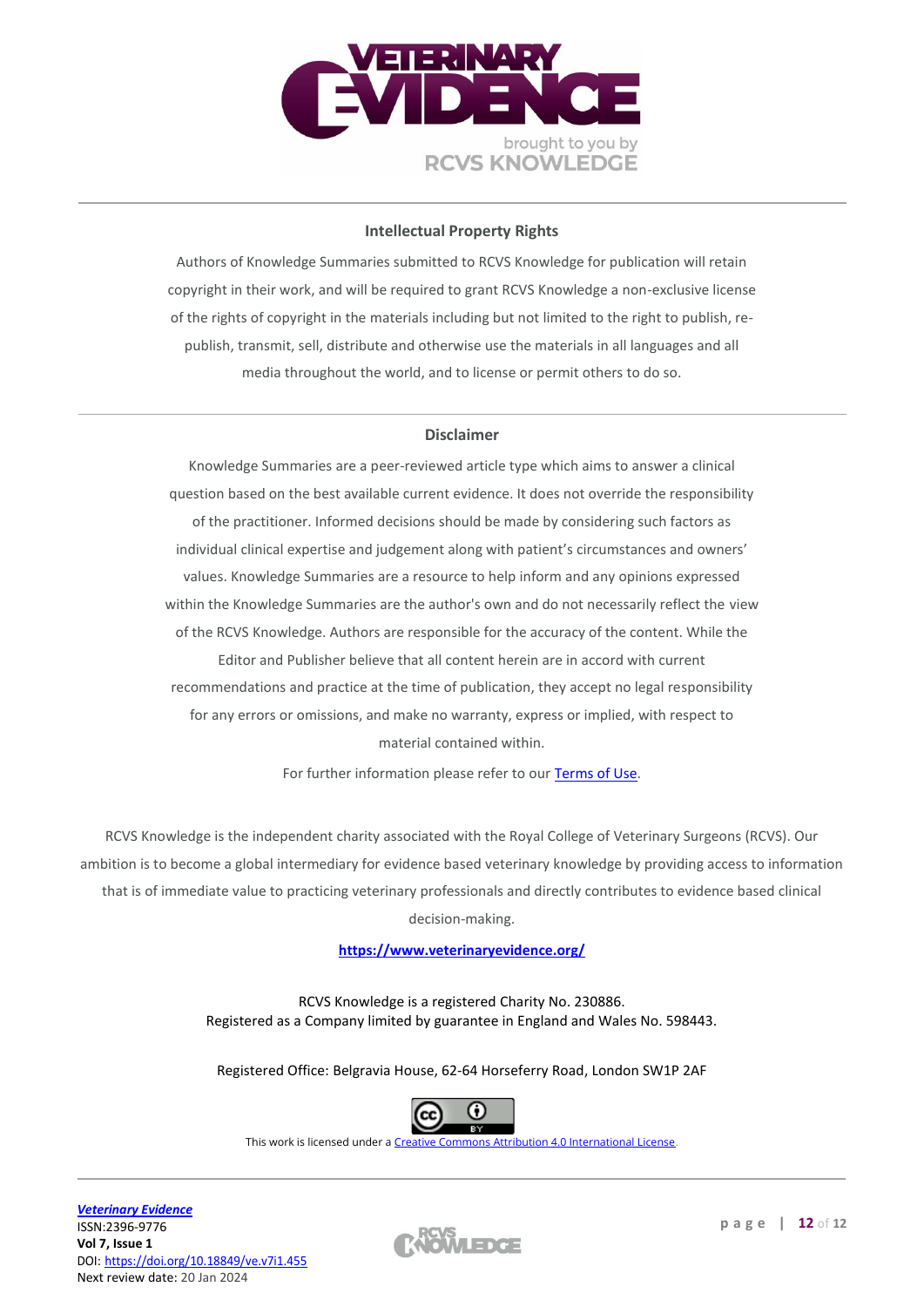## Intellectual Property Rights

Authors of Knowledge Summaries submitted to RCVS Knowledge for publication will retain copyright in their work, and will be required to grant RCVS Knowledge a non-exclusive license of the rights of copyright in the materials including but not limited to the right to publish, re-publish, transmit, sell, distribute and otherwise use the materials in all languages and all media throughout the world, and to license or permit others to do so.

## Disclaimer

Knowledge Summaries are a peer-reviewed article type which aims to answer a clinical question based on the best available current evidence. It does not override the responsibility of the practitioner. Informed decisions should be made by considering such factors as individual clinical expertise and judgement along with patient's circumstances and owners' values. Knowledge Summaries are a resource to help inform and any opinions expressed within the Knowledge Summaries are the author's own and do not necessarily reflect the view of the RCVS Knowledge. Authors are responsible for the accuracy of the content. While the Editor and Publisher believe that all content herein are in accord with current recommendations and practice at the time of publication, they accept no legal responsibility for any errors or omissions, and make no warranty, express or implied, with respect to material contained within.

For further information please refer to our [Terms of Use](#).

RCVS Knowledge is the independent charity associated with the Royal College of Veterinary Surgeons (RCVS). Our ambition is to become a global intermediary for evidence based veterinary knowledge by providing access to information that is of immediate value to practicing veterinary professionals and directly contributes to evidence based clinical decision-making.

**https://www.veterinaryevidence.org/**

RCVS Knowledge is a registered Charity No. 230886.
Registered as a Company limited by guarantee in England and Wales No. 598443.

Registered Office: Belgravia House, 62-64 Horseferry Road, London SW1P 2AF

This work is licensed under a [Creative Commons Attribution 4.0 International License](#).

*Veterinary Evidence*
ISSN:2396-9776
**Vol 7, Issue 1**
DOI: https://doi.org/10.18849/ve.v7i1.455
Next review date: 20 Jan 2024